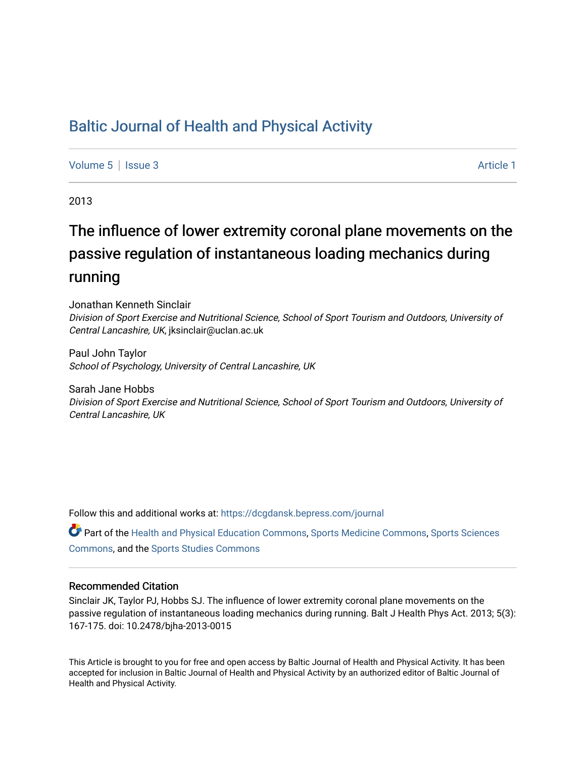# Baltic Journal of Health and Physical Activity

Volume 5 | Issue 3 Article 1

2013

## The influence of lower extremity coronal plane movements on the passive regulation of instantaneous loading mechanics during running

Jonathan Kenneth Sinclair
*Division of Sport Exercise and Nutritional Science, School of Sport Tourism and Outdoors, University of Central Lancashire, UK*, jksinclair@uclan.ac.uk

Paul John Taylor
*School of Psychology, University of Central Lancashire, UK*

Sarah Jane Hobbs
*Division of Sport Exercise and Nutritional Science, School of Sport Tourism and Outdoors, University of Central Lancashire, UK*

Follow this and additional works at: https://dcgdansk.bepress.com/journal

Part of the Health and Physical Education Commons, Sports Medicine Commons, Sports Sciences Commons, and the Sports Studies Commons

### Recommended Citation

Sinclair JK, Taylor PJ, Hobbs SJ. The influence of lower extremity coronal plane movements on the passive regulation of instantaneous loading mechanics during running. Balt J Health Phys Act. 2013; 5(3): 167-175. doi: 10.2478/bjha-2013-0015

This Article is brought to you for free and open access by Baltic Journal of Health and Physical Activity. It has been accepted for inclusion in Baltic Journal of Health and Physical Activity by an authorized editor of Baltic Journal of Health and Physical Activity.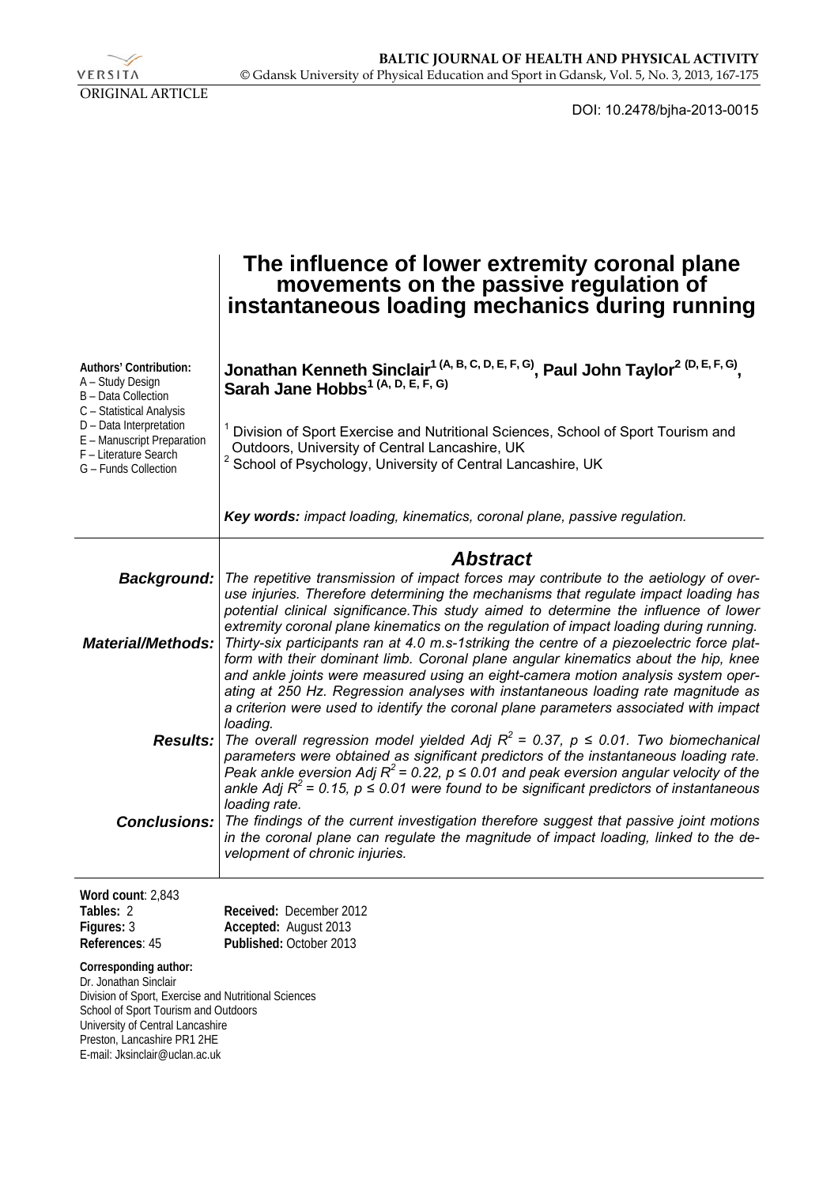ORIGINAL ARTICLE

DOI: 10.2478/bjha-2013-0015

# The influence of lower extremity coronal plane movements on the passive regulation of instantaneous loading mechanics during running

**Authors' Contribution:**
A – Study Design
B – Data Collection
C – Statistical Analysis
D – Data Interpretation
E – Manuscript Preparation
F – Literature Search
G – Funds Collection

**Jonathan Kenneth Sinclair[1 (A, B, C, D, E, F, G)], Paul John Taylor[2 (D, E, F, G)], Sarah Jane Hobbs[1 (A, D, E, F, G)]**

[1] Division of Sport Exercise and Nutritional Sciences, School of Sport Tourism and Outdoors, University of Central Lancashire, UK
[2] School of Psychology, University of Central Lancashire, UK

***Key words:*** *impact loading, kinematics, coronal plane, passive regulation.*

## *Abstract*

***Background:*** *The repetitive transmission of impact forces may contribute to the aetiology of overuse injuries. Therefore determining the mechanisms that regulate impact loading has potential clinical significance.This study aimed to determine the influence of lower extremity coronal plane kinematics on the regulation of impact loading during running.*

***Material/Methods:*** *Thirty-six participants ran at 4.0 m.s-1striking the centre of a piezoelectric force platform with their dominant limb. Coronal plane angular kinematics about the hip, knee and ankle joints were measured using an eight-camera motion analysis system operating at 250 Hz. Regression analyses with instantaneous loading rate magnitude as a criterion were used to identify the coronal plane parameters associated with impact loading.*

***Results:*** *The overall regression model yielded Adj $R^2$ = 0.37, $p \leq 0.01$. Two biomechanical parameters were obtained as significant predictors of the instantaneous loading rate. Peak ankle eversion Adj $R^2$ = 0.22, $p \leq 0.01$ and peak eversion angular velocity of the ankle Adj $R^2$ = 0.15, $p \leq 0.01$ were found to be significant predictors of instantaneous loading rate.*

***Conclusions:*** *The findings of the current investigation therefore suggest that passive joint motions in the coronal plane can regulate the magnitude of impact loading, linked to the development of chronic injuries.*

**Word count**: 2,843
**Tables:** 2
**Figures:** 3
**References**: 45

**Received:** December 2012
**Accepted:** August 2013
**Published:** October 2013

**Corresponding author:**
Dr. Jonathan Sinclair
Division of Sport, Exercise and Nutritional Sciences
School of Sport Tourism and Outdoors
University of Central Lancashire
Preston, Lancashire PR1 2HE
E-mail: Jksinclair@uclan.ac.uk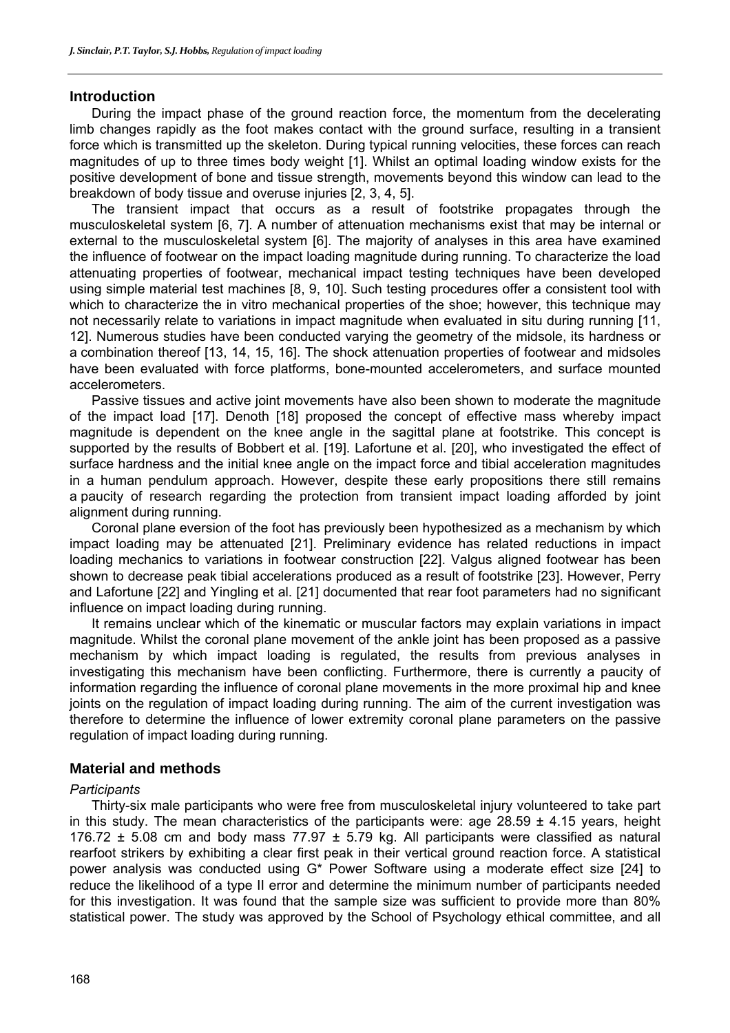## Introduction

During the impact phase of the ground reaction force, the momentum from the decelerating limb changes rapidly as the foot makes contact with the ground surface, resulting in a transient force which is transmitted up the skeleton. During typical running velocities, these forces can reach magnitudes of up to three times body weight [1]. Whilst an optimal loading window exists for the positive development of bone and tissue strength, movements beyond this window can lead to the breakdown of body tissue and overuse injuries [2, 3, 4, 5].

The transient impact that occurs as a result of footstrike propagates through the musculoskeletal system [6, 7]. A number of attenuation mechanisms exist that may be internal or external to the musculoskeletal system [6]. The majority of analyses in this area have examined the influence of footwear on the impact loading magnitude during running. To characterize the load attenuating properties of footwear, mechanical impact testing techniques have been developed using simple material test machines [8, 9, 10]. Such testing procedures offer a consistent tool with which to characterize the in vitro mechanical properties of the shoe; however, this technique may not necessarily relate to variations in impact magnitude when evaluated in situ during running [11, 12]. Numerous studies have been conducted varying the geometry of the midsole, its hardness or a combination thereof [13, 14, 15, 16]. The shock attenuation properties of footwear and midsoles have been evaluated with force platforms, bone-mounted accelerometers, and surface mounted accelerometers.

Passive tissues and active joint movements have also been shown to moderate the magnitude of the impact load [17]. Denoth [18] proposed the concept of effective mass whereby impact magnitude is dependent on the knee angle in the sagittal plane at footstrike. This concept is supported by the results of Bobbert et al. [19]. Lafortune et al. [20], who investigated the effect of surface hardness and the initial knee angle on the impact force and tibial acceleration magnitudes in a human pendulum approach. However, despite these early propositions there still remains a paucity of research regarding the protection from transient impact loading afforded by joint alignment during running.

Coronal plane eversion of the foot has previously been hypothesized as a mechanism by which impact loading may be attenuated [21]. Preliminary evidence has related reductions in impact loading mechanics to variations in footwear construction [22]. Valgus aligned footwear has been shown to decrease peak tibial accelerations produced as a result of footstrike [23]. However, Perry and Lafortune [22] and Yingling et al. [21] documented that rear foot parameters had no significant influence on impact loading during running.

It remains unclear which of the kinematic or muscular factors may explain variations in impact magnitude. Whilst the coronal plane movement of the ankle joint has been proposed as a passive mechanism by which impact loading is regulated, the results from previous analyses in investigating this mechanism have been conflicting. Furthermore, there is currently a paucity of information regarding the influence of coronal plane movements in the more proximal hip and knee joints on the regulation of impact loading during running. The aim of the current investigation was therefore to determine the influence of lower extremity coronal plane parameters on the passive regulation of impact loading during running.

## Material and methods

### *Participants*

Thirty-six male participants who were free from musculoskeletal injury volunteered to take part in this study. The mean characteristics of the participants were: age 28.59 ± 4.15 years, height 176.72 ± 5.08 cm and body mass 77.97 ± 5.79 kg. All participants were classified as natural rearfoot strikers by exhibiting a clear first peak in their vertical ground reaction force. A statistical power analysis was conducted using G* Power Software using a moderate effect size [24] to reduce the likelihood of a type II error and determine the minimum number of participants needed for this investigation. It was found that the sample size was sufficient to provide more than 80% statistical power. The study was approved by the School of Psychology ethical committee, and all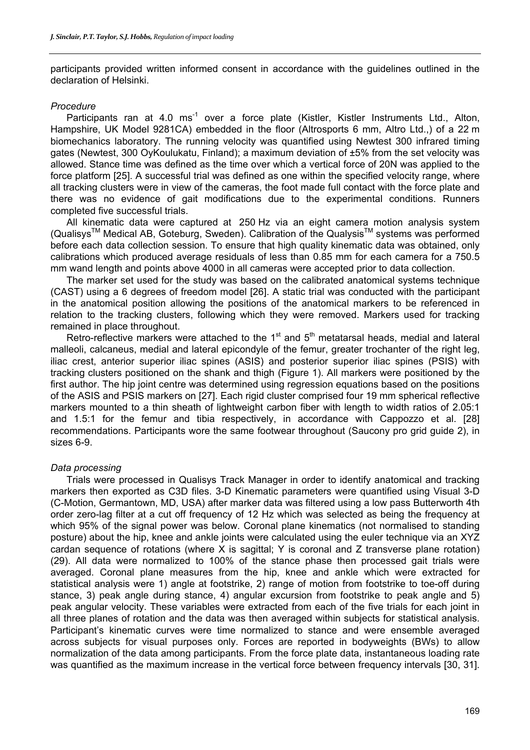participants provided written informed consent in accordance with the guidelines outlined in the declaration of Helsinki.

*Procedure*

Participants ran at 4.0 $ms^{-1}$ over a force plate (Kistler, Kistler Instruments Ltd., Alton, Hampshire, UK Model 9281CA) embedded in the floor (Altrosports 6 mm, Altro Ltd.,) of a 22 m biomechanics laboratory. The running velocity was quantified using Newtest 300 infrared timing gates (Newtest, 300 OyKoulukatu, Finland); a maximum deviation of ±5% from the set velocity was allowed. Stance time was defined as the time over which a vertical force of 20N was applied to the force platform [25]. A successful trial was defined as one within the specified velocity range, where all tracking clusters were in view of the cameras, the foot made full contact with the force plate and there was no evidence of gait modifications due to the experimental conditions. Runners completed five successful trials.

All kinematic data were captured at 250 Hz via an eight camera motion analysis system (Qualisys™ Medical AB, Goteburg, Sweden). Calibration of the Qualysis™ systems was performed before each data collection session. To ensure that high quality kinematic data was obtained, only calibrations which produced average residuals of less than 0.85 mm for each camera for a 750.5 mm wand length and points above 4000 in all cameras were accepted prior to data collection.

The marker set used for the study was based on the calibrated anatomical systems technique (CAST) using a 6 degrees of freedom model [26]. A static trial was conducted with the participant in the anatomical position allowing the positions of the anatomical markers to be referenced in relation to the tracking clusters, following which they were removed. Markers used for tracking remained in place throughout.

Retro-reflective markers were attached to the 1st and 5th metatarsal heads, medial and lateral malleoli, calcaneus, medial and lateral epicondyle of the femur, greater trochanter of the right leg, iliac crest, anterior superior iliac spines (ASIS) and posterior superior iliac spines (PSIS) with tracking clusters positioned on the shank and thigh (Figure 1). All markers were positioned by the first author. The hip joint centre was determined using regression equations based on the positions of the ASIS and PSIS markers on [27]. Each rigid cluster comprised four 19 mm spherical reflective markers mounted to a thin sheath of lightweight carbon fiber with length to width ratios of 2.05:1 and 1.5:1 for the femur and tibia respectively, in accordance with Cappozzo et al. [28] recommendations. Participants wore the same footwear throughout (Saucony pro grid guide 2), in sizes 6-9.

*Data processing*

Trials were processed in Qualisys Track Manager in order to identify anatomical and tracking markers then exported as C3D files. 3-D Kinematic parameters were quantified using Visual 3-D (C-Motion, Germantown, MD, USA) after marker data was filtered using a low pass Butterworth 4th order zero-lag filter at a cut off frequency of 12 Hz which was selected as being the frequency at which 95% of the signal power was below. Coronal plane kinematics (not normalised to standing posture) about the hip, knee and ankle joints were calculated using the euler technique via an XYZ cardan sequence of rotations (where X is sagittal; Y is coronal and Z transverse plane rotation) (29). All data were normalized to 100% of the stance phase then processed gait trials were averaged. Coronal plane measures from the hip, knee and ankle which were extracted for statistical analysis were 1) angle at footstrike, 2) range of motion from footstrike to toe-off during stance, 3) peak angle during stance, 4) angular excursion from footstrike to peak angle and 5) peak angular velocity. These variables were extracted from each of the five trials for each joint in all three planes of rotation and the data was then averaged within subjects for statistical analysis. Participant's kinematic curves were time normalized to stance and were ensemble averaged across subjects for visual purposes only. Forces are reported in bodyweights (BWs) to allow normalization of the data among participants. From the force plate data, instantaneous loading rate was quantified as the maximum increase in the vertical force between frequency intervals [30, 31].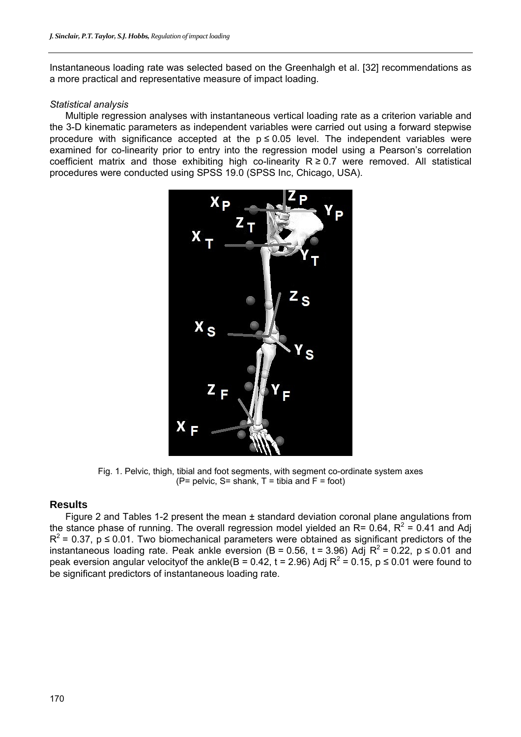Instantaneous loading rate was selected based on the Greenhalgh et al. [32] recommendations as a more practical and representative measure of impact loading.

*Statistical analysis*

Multiple regression analyses with instantaneous vertical loading rate as a criterion variable and the 3-D kinematic parameters as independent variables were carried out using a forward stepwise procedure with significance accepted at the $p \leq 0.05$ level. The independent variables were examined for co-linearity prior to entry into the regression model using a Pearson's correlation coefficient matrix and those exhibiting high co-linearity $R \geq 0.7$ were removed. All statistical procedures were conducted using SPSS 19.0 (SPSS Inc, Chicago, USA).

Fig. 1. Pelvic, thigh, tibial and foot segments, with segment co-ordinate system axes (P= pelvic, S= shank, T = tibia and F = foot)

## Results

Figure 2 and Tables 1-2 present the mean ± standard deviation coronal plane angulations from the stance phase of running. The overall regression model yielded an R= 0.64, $R^2 = 0.41$ and Adj $R^2 = 0.37$, $p \leq 0.01$. Two biomechanical parameters were obtained as significant predictors of the instantaneous loading rate. Peak ankle eversion ($B = 0.56$, $t = 3.96$) Adj $R^2 = 0.22$, $p \leq 0.01$ and peak eversion angular velocityof the ankle($B = 0.42$, $t = 2.96$) Adj $R^2 = 0.15$, $p \leq 0.01$ were found to be significant predictors of instantaneous loading rate.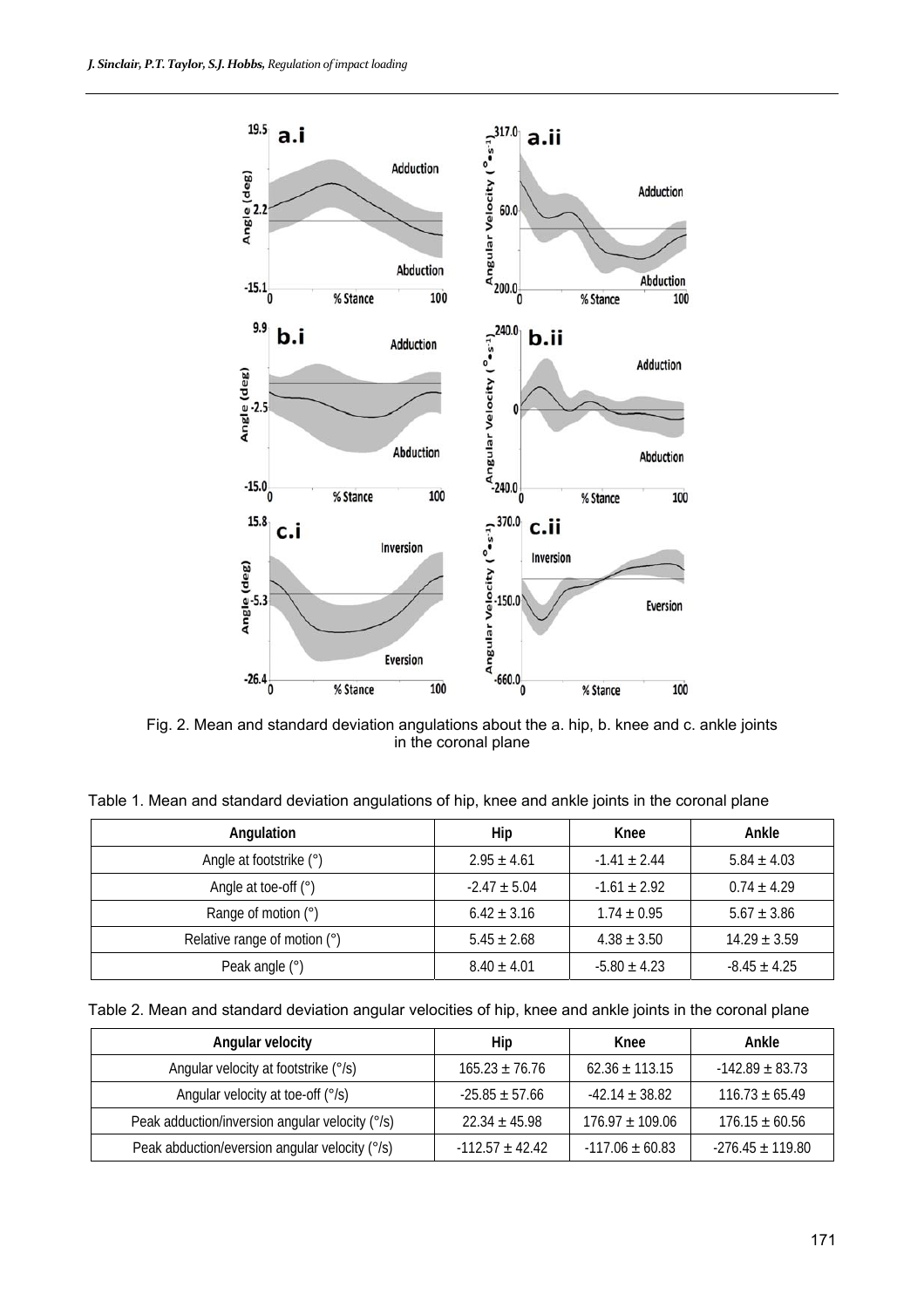Fig. 2. Mean and standard deviation angulations about the a. hip, b. knee and c. ankle joints in the coronal plane

Table 1. Mean and standard deviation angulations of hip, knee and ankle joints in the coronal plane

| Angulation | Hip | Knee | Ankle |
|---|---|---|---|
| Angle at footstrike (°) | 2.95 ± 4.61 | -1.41 ± 2.44 | 5.84 ± 4.03 |
| Angle at toe-off (°) | -2.47 ± 5.04 | -1.61 ± 2.92 | 0.74 ± 4.29 |
| Range of motion (°) | 6.42 ± 3.16 | 1.74 ± 0.95 | 5.67 ± 3.86 |
| Relative range of motion (°) | 5.45 ± 2.68 | 4.38 ± 3.50 | 14.29 ± 3.59 |
| Peak angle (°) | 8.40 ± 4.01 | -5.80 ± 4.23 | -8.45 ± 4.25 |

Table 2. Mean and standard deviation angular velocities of hip, knee and ankle joints in the coronal plane

| Angular velocity | Hip | Knee | Ankle |
|---|---|---|---|
| Angular velocity at footstrike (°/s) | 165.23 ± 76.76 | 62.36 ± 113.15 | -142.89 ± 83.73 |
| Angular velocity at toe-off (°/s) | -25.85 ± 57.66 | -42.14 ± 38.82 | 116.73 ± 65.49 |
| Peak adduction/inversion angular velocity (°/s) | 22.34 ± 45.98 | 176.97 ± 109.06 | 176.15 ± 60.56 |
| Peak abduction/eversion angular velocity (°/s) | -112.57 ± 42.42 | -117.06 ± 60.83 | -276.45 ± 119.80 |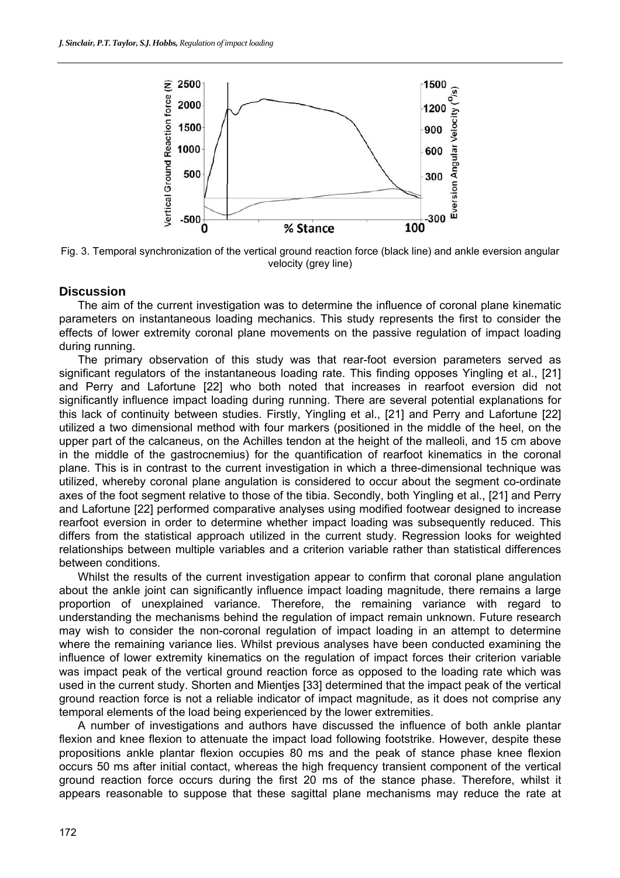Fig. 3. Temporal synchronization of the vertical ground reaction force (black line) and ankle eversion angular velocity (grey line)

## Discussion

The aim of the current investigation was to determine the influence of coronal plane kinematic parameters on instantaneous loading mechanics. This study represents the first to consider the effects of lower extremity coronal plane movements on the passive regulation of impact loading during running.

The primary observation of this study was that rear-foot eversion parameters served as significant regulators of the instantaneous loading rate. This finding opposes Yingling et al., [21] and Perry and Lafortune [22] who both noted that increases in rearfoot eversion did not significantly influence impact loading during running. There are several potential explanations for this lack of continuity between studies. Firstly, Yingling et al., [21] and Perry and Lafortune [22] utilized a two dimensional method with four markers (positioned in the middle of the heel, on the upper part of the calcaneus, on the Achilles tendon at the height of the malleoli, and 15 cm above in the middle of the gastrocnemius) for the quantification of rearfoot kinematics in the coronal plane. This is in contrast to the current investigation in which a three-dimensional technique was utilized, whereby coronal plane angulation is considered to occur about the segment co-ordinate axes of the foot segment relative to those of the tibia. Secondly, both Yingling et al., [21] and Perry and Lafortune [22] performed comparative analyses using modified footwear designed to increase rearfoot eversion in order to determine whether impact loading was subsequently reduced. This differs from the statistical approach utilized in the current study. Regression looks for weighted relationships between multiple variables and a criterion variable rather than statistical differences between conditions.

Whilst the results of the current investigation appear to confirm that coronal plane angulation about the ankle joint can significantly influence impact loading magnitude, there remains a large proportion of unexplained variance. Therefore, the remaining variance with regard to understanding the mechanisms behind the regulation of impact remain unknown. Future research may wish to consider the non-coronal regulation of impact loading in an attempt to determine where the remaining variance lies. Whilst previous analyses have been conducted examining the influence of lower extremity kinematics on the regulation of impact forces their criterion variable was impact peak of the vertical ground reaction force as opposed to the loading rate which was used in the current study. Shorten and Mientjes [33] determined that the impact peak of the vertical ground reaction force is not a reliable indicator of impact magnitude, as it does not comprise any temporal elements of the load being experienced by the lower extremities.

A number of investigations and authors have discussed the influence of both ankle plantar flexion and knee flexion to attenuate the impact load following footstrike. However, despite these propositions ankle plantar flexion occupies 80 ms and the peak of stance phase knee flexion occurs 50 ms after initial contact, whereas the high frequency transient component of the vertical ground reaction force occurs during the first 20 ms of the stance phase. Therefore, whilst it appears reasonable to suppose that these sagittal plane mechanisms may reduce the rate at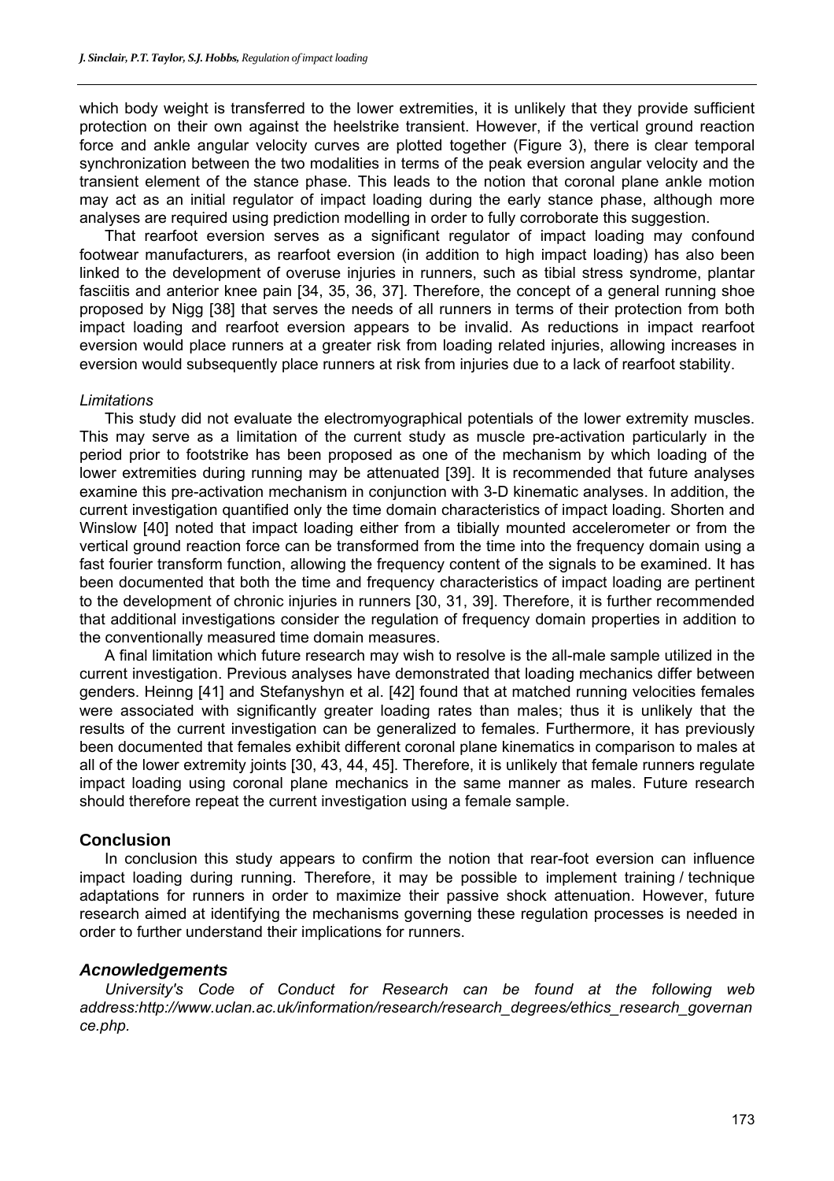which body weight is transferred to the lower extremities, it is unlikely that they provide sufficient protection on their own against the heelstrike transient. However, if the vertical ground reaction force and ankle angular velocity curves are plotted together (Figure 3), there is clear temporal synchronization between the two modalities in terms of the peak eversion angular velocity and the transient element of the stance phase. This leads to the notion that coronal plane ankle motion may act as an initial regulator of impact loading during the early stance phase, although more analyses are required using prediction modelling in order to fully corroborate this suggestion.

That rearfoot eversion serves as a significant regulator of impact loading may confound footwear manufacturers, as rearfoot eversion (in addition to high impact loading) has also been linked to the development of overuse injuries in runners, such as tibial stress syndrome, plantar fasciitis and anterior knee pain [34, 35, 36, 37]. Therefore, the concept of a general running shoe proposed by Nigg [38] that serves the needs of all runners in terms of their protection from both impact loading and rearfoot eversion appears to be invalid. As reductions in impact rearfoot eversion would place runners at a greater risk from loading related injuries, allowing increases in eversion would subsequently place runners at risk from injuries due to a lack of rearfoot stability.

*Limitations*

This study did not evaluate the electromyographical potentials of the lower extremity muscles. This may serve as a limitation of the current study as muscle pre-activation particularly in the period prior to footstrike has been proposed as one of the mechanism by which loading of the lower extremities during running may be attenuated [39]. It is recommended that future analyses examine this pre-activation mechanism in conjunction with 3-D kinematic analyses. In addition, the current investigation quantified only the time domain characteristics of impact loading. Shorten and Winslow [40] noted that impact loading either from a tibially mounted accelerometer or from the vertical ground reaction force can be transformed from the time into the frequency domain using a fast fourier transform function, allowing the frequency content of the signals to be examined. It has been documented that both the time and frequency characteristics of impact loading are pertinent to the development of chronic injuries in runners [30, 31, 39]. Therefore, it is further recommended that additional investigations consider the regulation of frequency domain properties in addition to the conventionally measured time domain measures.

A final limitation which future research may wish to resolve is the all-male sample utilized in the current investigation. Previous analyses have demonstrated that loading mechanics differ between genders. Heinng [41] and Stefanyshyn et al. [42] found that at matched running velocities females were associated with significantly greater loading rates than males; thus it is unlikely that the results of the current investigation can be generalized to females. Furthermore, it has previously been documented that females exhibit different coronal plane kinematics in comparison to males at all of the lower extremity joints [30, 43, 44, 45]. Therefore, it is unlikely that female runners regulate impact loading using coronal plane mechanics in the same manner as males. Future research should therefore repeat the current investigation using a female sample.

## Conclusion

In conclusion this study appears to confirm the notion that rear-foot eversion can influence impact loading during running. Therefore, it may be possible to implement training / technique adaptations for runners in order to maximize their passive shock attenuation. However, future research aimed at identifying the mechanisms governing these regulation processes is needed in order to further understand their implications for runners.

## *Acnowledgements*

*University's Code of Conduct for Research can be found at the following web address:http://www.uclan.ac.uk/information/research/research_degrees/ethics_research_governance.php.*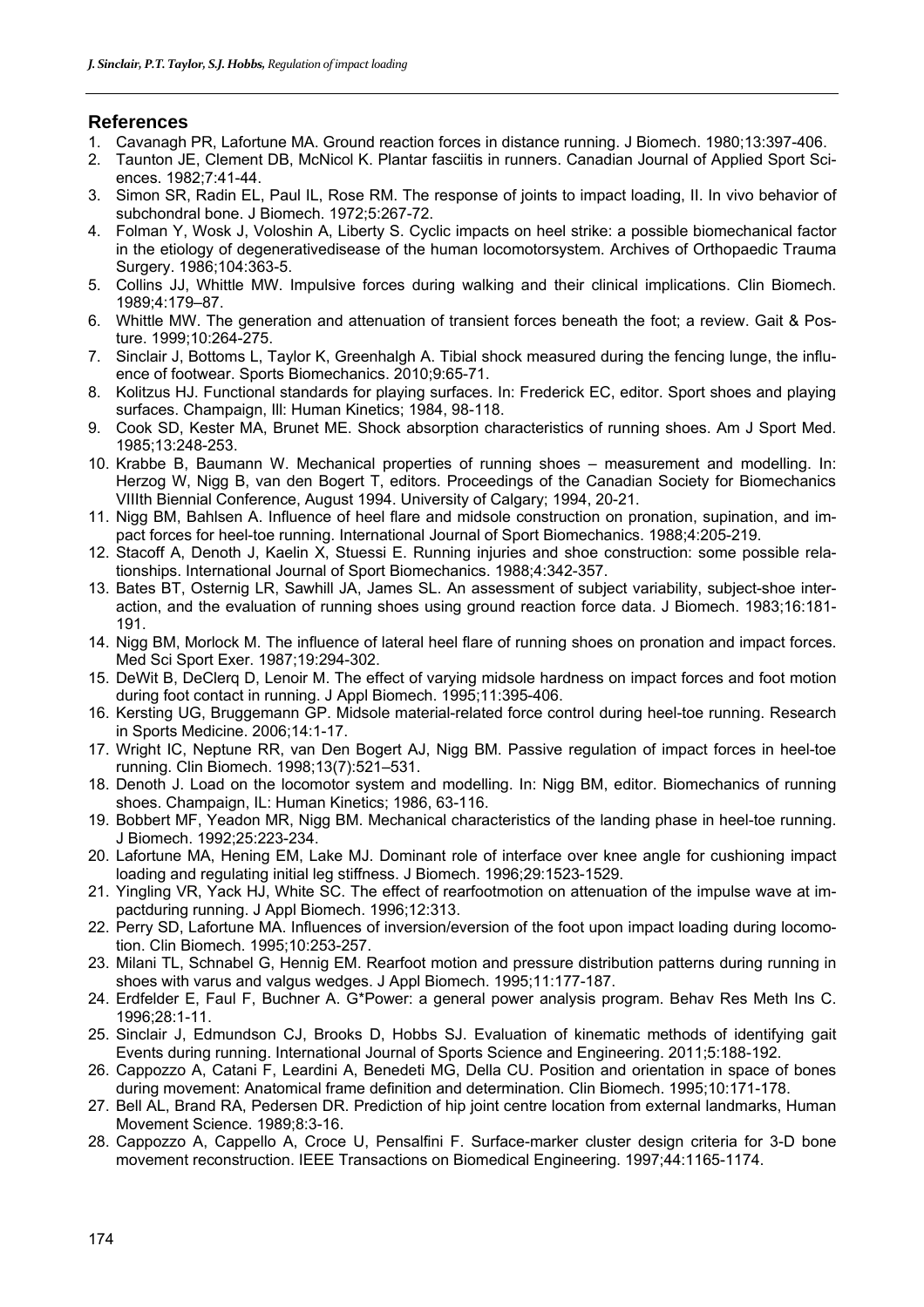## References

1. Cavanagh PR, Lafortune MA. Ground reaction forces in distance running. J Biomech. 1980;13:397-406.
2. Taunton JE, Clement DB, McNicol K. Plantar fasciitis in runners. Canadian Journal of Applied Sport Sciences. 1982;7:41-44.
3. Simon SR, Radin EL, Paul IL, Rose RM. The response of joints to impact loading, II. In vivo behavior of subchondral bone. J Biomech. 1972;5:267-72.
4. Folman Y, Wosk J, Voloshin A, Liberty S. Cyclic impacts on heel strike: a possible biomechanical factor in the etiology of degenerativedisease of the human locomotorsystem. Archives of Orthopaedic Trauma Surgery. 1986;104:363-5.
5. Collins JJ, Whittle MW. Impulsive forces during walking and their clinical implications. Clin Biomech. 1989;4:179–87.
6. Whittle MW. The generation and attenuation of transient forces beneath the foot; a review. Gait & Posture. 1999;10:264-275.
7. Sinclair J, Bottoms L, Taylor K, Greenhalgh A. Tibial shock measured during the fencing lunge, the influence of footwear. Sports Biomechanics. 2010;9:65-71.
8. Kolitzus HJ. Functional standards for playing surfaces. In: Frederick EC, editor. Sport shoes and playing surfaces. Champaign, Ill: Human Kinetics; 1984, 98-118.
9. Cook SD, Kester MA, Brunet ME. Shock absorption characteristics of running shoes. Am J Sport Med. 1985;13:248-253.
10. Krabbe B, Baumann W. Mechanical properties of running shoes – measurement and modelling. In: Herzog W, Nigg B, van den Bogert T, editors. Proceedings of the Canadian Society for Biomechanics VIIIth Biennial Conference, August 1994. University of Calgary; 1994, 20-21.
11. Nigg BM, Bahlsen A. Influence of heel flare and midsole construction on pronation, supination, and impact forces for heel-toe running. International Journal of Sport Biomechanics. 1988;4:205-219.
12. Stacoff A, Denoth J, Kaelin X, Stuessi E. Running injuries and shoe construction: some possible relationships. International Journal of Sport Biomechanics. 1988;4:342-357.
13. Bates BT, Osternig LR, Sawhill JA, James SL. An assessment of subject variability, subject-shoe interaction, and the evaluation of running shoes using ground reaction force data. J Biomech. 1983;16:181-191.
14. Nigg BM, Morlock M. The influence of lateral heel flare of running shoes on pronation and impact forces. Med Sci Sport Exer. 1987;19:294-302.
15. DeWit B, DeClerq D, Lenoir M. The effect of varying midsole hardness on impact forces and foot motion during foot contact in running. J Appl Biomech. 1995;11:395-406.
16. Kersting UG, Bruggemann GP. Midsole material-related force control during heel-toe running. Research in Sports Medicine. 2006;14:1-17.
17. Wright IC, Neptune RR, van Den Bogert AJ, Nigg BM. Passive regulation of impact forces in heel-toe running. Clin Biomech. 1998;13(7):521–531.
18. Denoth J. Load on the locomotor system and modelling. In: Nigg BM, editor. Biomechanics of running shoes. Champaign, IL: Human Kinetics; 1986, 63-116.
19. Bobbert MF, Yeadon MR, Nigg BM. Mechanical characteristics of the landing phase in heel-toe running. J Biomech. 1992;25:223-234.
20. Lafortune MA, Hening EM, Lake MJ. Dominant role of interface over knee angle for cushioning impact loading and regulating initial leg stiffness. J Biomech. 1996;29:1523-1529.
21. Yingling VR, Yack HJ, White SC. The effect of rearfootmotion on attenuation of the impulse wave at impactduring running. J Appl Biomech. 1996;12:313.
22. Perry SD, Lafortune MA. Influences of inversion/eversion of the foot upon impact loading during locomotion. Clin Biomech. 1995;10:253-257.
23. Milani TL, Schnabel G, Hennig EM. Rearfoot motion and pressure distribution patterns during running in shoes with varus and valgus wedges. J Appl Biomech. 1995;11:177-187.
24. Erdfelder E, Faul F, Buchner A. G*Power: a general power analysis program. Behav Res Meth Ins C. 1996;28:1-11.
25. Sinclair J, Edmundson CJ, Brooks D, Hobbs SJ. Evaluation of kinematic methods of identifying gait Events during running. International Journal of Sports Science and Engineering. 2011;5:188-192.
26. Cappozzo A, Catani F, Leardini A, Benedeti MG, Della CU. Position and orientation in space of bones during movement: Anatomical frame definition and determination. Clin Biomech. 1995;10:171-178.
27. Bell AL, Brand RA, Pedersen DR. Prediction of hip joint centre location from external landmarks, Human Movement Science. 1989;8:3-16.
28. Cappozzo A, Cappello A, Croce U, Pensalfini F. Surface-marker cluster design criteria for 3-D bone movement reconstruction. IEEE Transactions on Biomedical Engineering. 1997;44:1165-1174.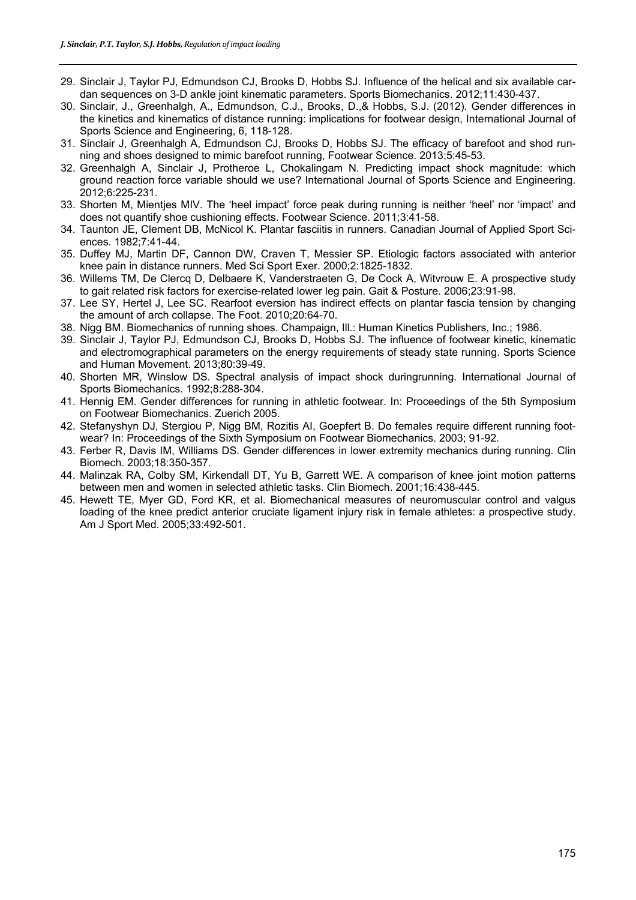29. Sinclair J, Taylor PJ, Edmundson CJ, Brooks D, Hobbs SJ. Influence of the helical and six available cardan sequences on 3-D ankle joint kinematic parameters. Sports Biomechanics. 2012;11:430-437.
30. Sinclair, J., Greenhalgh, A., Edmundson, C.J., Brooks, D.,& Hobbs, S.J. (2012). Gender differences in the kinetics and kinematics of distance running: implications for footwear design, International Journal of Sports Science and Engineering, 6, 118-128.
31. Sinclair J, Greenhalgh A, Edmundson CJ, Brooks D, Hobbs SJ. The efficacy of barefoot and shod running and shoes designed to mimic barefoot running, Footwear Science. 2013;5:45-53.
32. Greenhalgh A, Sinclair J, Protheroe L, Chokalingam N. Predicting impact shock magnitude: which ground reaction force variable should we use? International Journal of Sports Science and Engineering. 2012;6:225-231.
33. Shorten M, Mientjes MIV. The 'heel impact' force peak during running is neither 'heel' nor 'impact' and does not quantify shoe cushioning effects. Footwear Science. 2011;3:41-58.
34. Taunton JE, Clement DB, McNicol K. Plantar fasciitis in runners. Canadian Journal of Applied Sport Sciences. 1982;7:41-44.
35. Duffey MJ, Martin DF, Cannon DW, Craven T, Messier SP. Etiologic factors associated with anterior knee pain in distance runners. Med Sci Sport Exer. 2000;2:1825-1832.
36. Willems TM, De Clercq D, Delbaere K, Vanderstraeten G, De Cock A, Witvrouw E. A prospective study to gait related risk factors for exercise-related lower leg pain. Gait & Posture. 2006;23:91-98.
37. Lee SY, Hertel J, Lee SC. Rearfoot eversion has indirect effects on plantar fascia tension by changing the amount of arch collapse. The Foot. 2010;20:64-70.
38. Nigg BM. Biomechanics of running shoes. Champaign, Ill.: Human Kinetics Publishers, Inc.; 1986.
39. Sinclair J, Taylor PJ, Edmundson CJ, Brooks D, Hobbs SJ. The influence of footwear kinetic, kinematic and electromographical parameters on the energy requirements of steady state running. Sports Science and Human Movement. 2013;80:39-49.
40. Shorten MR, Winslow DS. Spectral analysis of impact shock duringrunning. International Journal of Sports Biomechanics. 1992;8:288-304.
41. Hennig EM. Gender differences for running in athletic footwear. In: Proceedings of the 5th Symposium on Footwear Biomechanics. Zuerich 2005.
42. Stefanyshyn DJ, Stergiou P, Nigg BM, Rozitis AI, Goepfert B. Do females require different running footwear? In: Proceedings of the Sixth Symposium on Footwear Biomechanics. 2003; 91-92.
43. Ferber R, Davis IM, Williams DS. Gender differences in lower extremity mechanics during running. Clin Biomech. 2003;18:350-357.
44. Malinzak RA, Colby SM, Kirkendall DT, Yu B, Garrett WE. A comparison of knee joint motion patterns between men and women in selected athletic tasks. Clin Biomech. 2001;16:438-445.
45. Hewett TE, Myer GD, Ford KR, et al. Biomechanical measures of neuromuscular control and valgus loading of the knee predict anterior cruciate ligament injury risk in female athletes: a prospective study. Am J Sport Med. 2005;33:492-501.